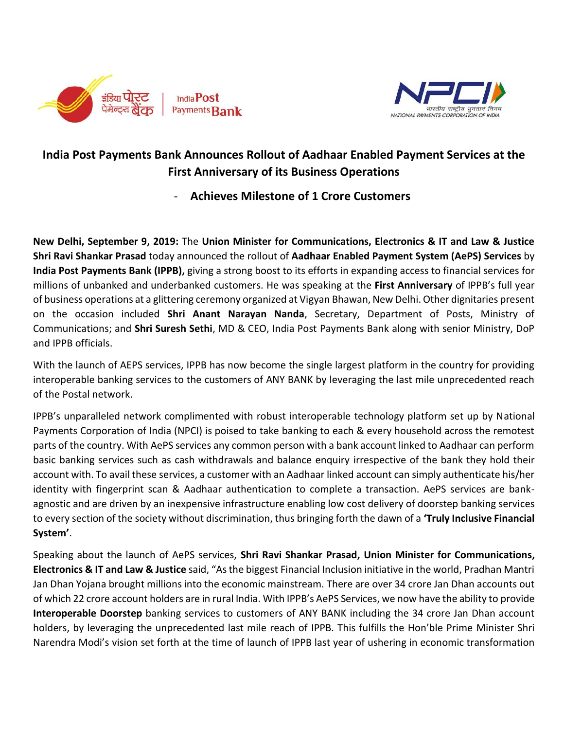# India Post Payments Bank Announces Rollout of Aadhaar Enabled Payment Services at the First Anniversary of its Business Operations

## - Achieves Milestone of 1 Crore Customers

**New Delhi, September 9, 2019:** The **Union Minister for Communications, Electronics & IT and Law & Justice Shri Ravi Shankar Prasad** today announced the rollout of **Aadhaar Enabled Payment System (AePS) Services** by **India Post Payments Bank (IPPB),** giving a strong boost to its efforts in expanding access to financial services for millions of unbanked and underbanked customers. He was speaking at the **First Anniversary** of IPPB's full year of business operations at a glittering ceremony organized at Vigyan Bhawan, New Delhi. Other dignitaries present on the occasion included **Shri Anant Narayan Nanda**, Secretary, Department of Posts, Ministry of Communications; and **Shri Suresh Sethi**, MD & CEO, India Post Payments Bank along with senior Ministry, DoP and IPPB officials.

With the launch of AEPS services, IPPB has now become the single largest platform in the country for providing interoperable banking services to the customers of ANY BANK by leveraging the last mile unprecedented reach of the Postal network.

IPPB's unparalleled network complimented with robust interoperable technology platform set up by National Payments Corporation of India (NPCI) is poised to take banking to each & every household across the remotest parts of the country. With AePS services any common person with a bank account linked to Aadhaar can perform basic banking services such as cash withdrawals and balance enquiry irrespective of the bank they hold their account with. To avail these services, a customer with an Aadhaar linked account can simply authenticate his/her identity with fingerprint scan & Aadhaar authentication to complete a transaction. AePS services are bank-agnostic and are driven by an inexpensive infrastructure enabling low cost delivery of doorstep banking services to every section of the society without discrimination, thus bringing forth the dawn of a **'Truly Inclusive Financial System'**.

Speaking about the launch of AePS services, **Shri Ravi Shankar Prasad, Union Minister for Communications, Electronics & IT and Law & Justice** said, "As the biggest Financial Inclusion initiative in the world, Pradhan Mantri Jan Dhan Yojana brought millions into the economic mainstream. There are over 34 crore Jan Dhan accounts out of which 22 crore account holders are in rural India. With IPPB's AePS Services, we now have the ability to provide **Interoperable Doorstep** banking services to customers of ANY BANK including the 34 crore Jan Dhan account holders, by leveraging the unprecedented last mile reach of IPPB. This fulfills the Hon'ble Prime Minister Shri Narendra Modi's vision set forth at the time of launch of IPPB last year of ushering in economic transformation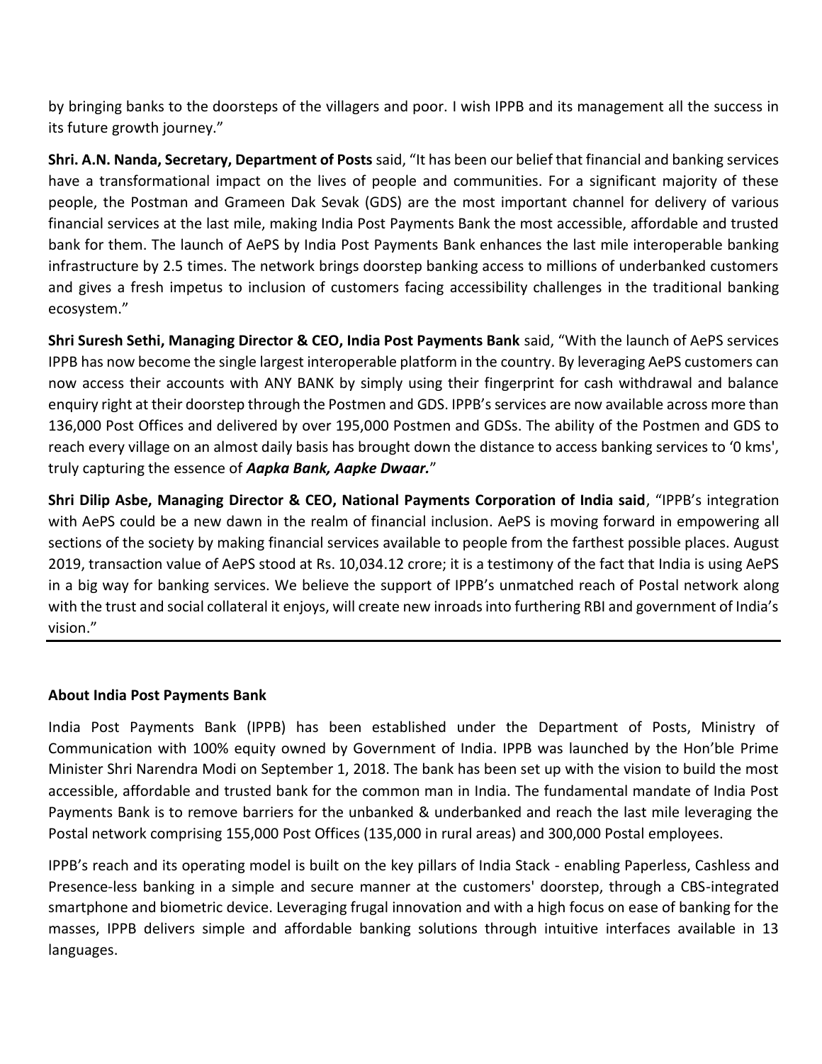by bringing banks to the doorsteps of the villagers and poor. I wish IPPB and its management all the success in its future growth journey."

**Shri. A.N. Nanda, Secretary, Department of Posts** said, "It has been our belief that financial and banking services have a transformational impact on the lives of people and communities. For a significant majority of these people, the Postman and Grameen Dak Sevak (GDS) are the most important channel for delivery of various financial services at the last mile, making India Post Payments Bank the most accessible, affordable and trusted bank for them. The launch of AePS by India Post Payments Bank enhances the last mile interoperable banking infrastructure by 2.5 times. The network brings doorstep banking access to millions of underbanked customers and gives a fresh impetus to inclusion of customers facing accessibility challenges in the traditional banking ecosystem."

**Shri Suresh Sethi, Managing Director & CEO, India Post Payments Bank** said, "With the launch of AePS services IPPB has now become the single largest interoperable platform in the country. By leveraging AePS customers can now access their accounts with ANY BANK by simply using their fingerprint for cash withdrawal and balance enquiry right at their doorstep through the Postmen and GDS. IPPB's services are now available across more than 136,000 Post Offices and delivered by over 195,000 Postmen and GDSs. The ability of the Postmen and GDS to reach every village on an almost daily basis has brought down the distance to access banking services to '0 kms', truly capturing the essence of ***Aapka Bank, Aapke Dwaar.***"

**Shri Dilip Asbe, Managing Director & CEO, National Payments Corporation of India said**, "IPPB's integration with AePS could be a new dawn in the realm of financial inclusion. AePS is moving forward in empowering all sections of the society by making financial services available to people from the farthest possible places. August 2019, transaction value of AePS stood at Rs. 10,034.12 crore; it is a testimony of the fact that India is using AePS in a big way for banking services. We believe the support of IPPB's unmatched reach of Postal network along with the trust and social collateral it enjoys, will create new inroads into furthering RBI and government of India's vision."

---

**About India Post Payments Bank**

India Post Payments Bank (IPPB) has been established under the Department of Posts, Ministry of Communication with 100% equity owned by Government of India. IPPB was launched by the Hon'ble Prime Minister Shri Narendra Modi on September 1, 2018. The bank has been set up with the vision to build the most accessible, affordable and trusted bank for the common man in India. The fundamental mandate of India Post Payments Bank is to remove barriers for the unbanked & underbanked and reach the last mile leveraging the Postal network comprising 155,000 Post Offices (135,000 in rural areas) and 300,000 Postal employees.

IPPB's reach and its operating model is built on the key pillars of India Stack - enabling Paperless, Cashless and Presence-less banking in a simple and secure manner at the customers' doorstep, through a CBS-integrated smartphone and biometric device. Leveraging frugal innovation and with a high focus on ease of banking for the masses, IPPB delivers simple and affordable banking solutions through intuitive interfaces available in 13 languages.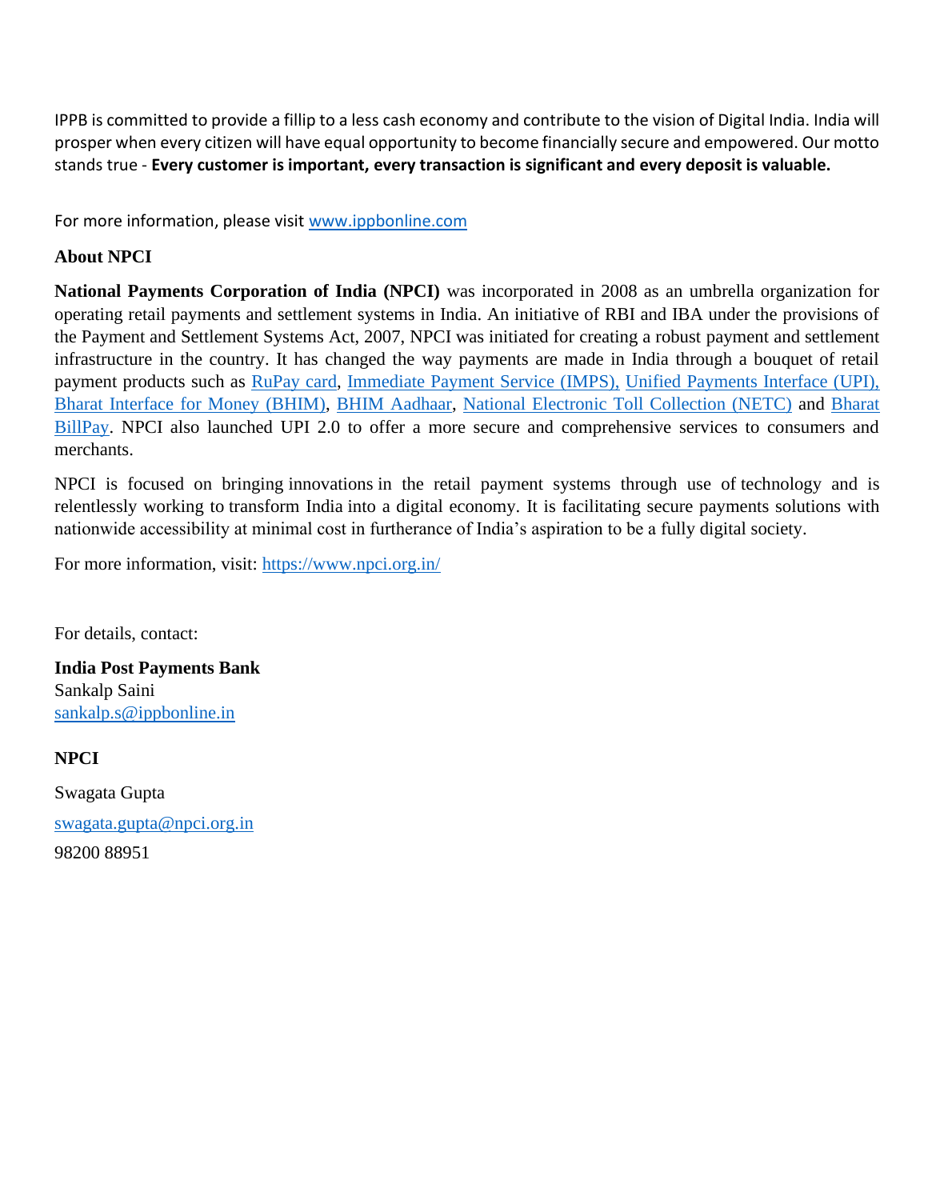IPPB is committed to provide a fillip to a less cash economy and contribute to the vision of Digital India. India will prosper when every citizen will have equal opportunity to become financially secure and empowered. Our motto stands true - **Every customer is important, every transaction is significant and every deposit is valuable.**

For more information, please visit [www.ippbonline.com](www.ippbonline.com)

**About NPCI**

**National Payments Corporation of India (NPCI)** was incorporated in 2008 as an umbrella organization for operating retail payments and settlement systems in India. An initiative of RBI and IBA under the provisions of the Payment and Settlement Systems Act, 2007, NPCI was initiated for creating a robust payment and settlement infrastructure in the country. It has changed the way payments are made in India through a bouquet of retail payment products such as RuPay card, Immediate Payment Service (IMPS), Unified Payments Interface (UPI), Bharat Interface for Money (BHIM), BHIM Aadhaar, National Electronic Toll Collection (NETC) and Bharat BillPay. NPCI also launched UPI 2.0 to offer a more secure and comprehensive services to consumers and merchants.

NPCI is focused on bringing innovations in the retail payment systems through use of technology and is relentlessly working to transform India into a digital economy. It is facilitating secure payments solutions with nationwide accessibility at minimal cost in furtherance of India's aspiration to be a fully digital society.

For more information, visit: [https://www.npci.org.in/](https://www.npci.org.in/)

For details, contact:

**India Post Payments Bank**
Sankalp Saini
sankalp.s@ippbonline.in

**NPCI**

Swagata Gupta

swagata.gupta@npci.org.in

98200 88951